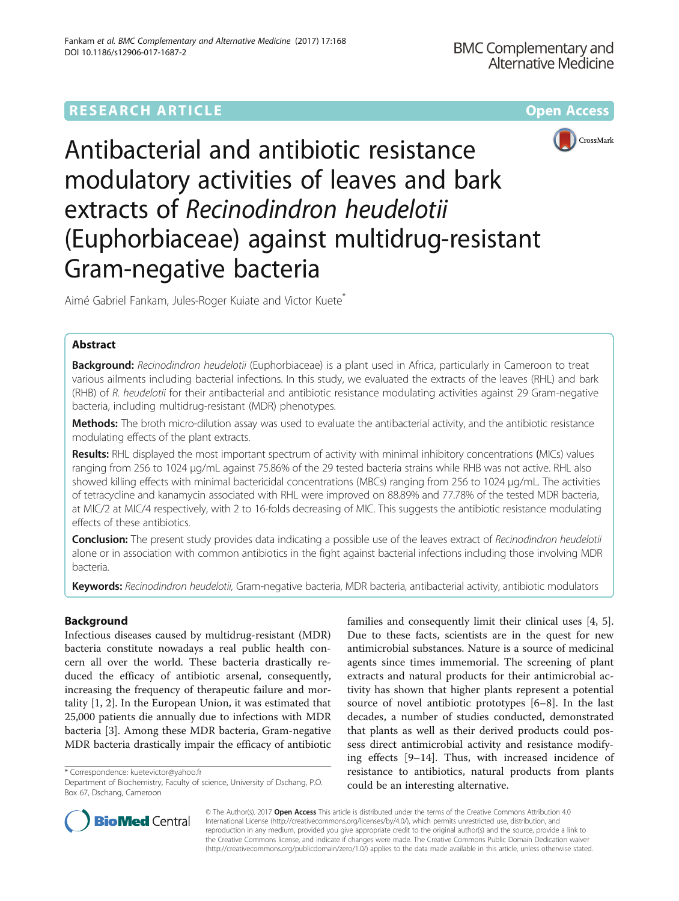RESEARCH ARTICLE

Open Access

# Antibacterial and antibiotic resistance modulatory activities of leaves and bark extracts of *Recinodindron heudelotii* (Euphorbiaceae) against multidrug-resistant Gram-negative bacteria

Aimé Gabriel Fankam, Jules-Roger Kuiate and Victor Kuete*

## Abstract

**Background:** *Recinodindron heudelotii* (Euphorbiaceae) is a plant used in Africa, particularly in Cameroon to treat various ailments including bacterial infections. In this study, we evaluated the extracts of the leaves (RHL) and bark (RHB) of *R. heudelotii* for their antibacterial and antibiotic resistance modulating activities against 29 Gram-negative bacteria, including multidrug-resistant (MDR) phenotypes.

**Methods:** The broth micro-dilution assay was used to evaluate the antibacterial activity, and the antibiotic resistance modulating effects of the plant extracts.

**Results:** RHL displayed the most important spectrum of activity with minimal inhibitory concentrations (MICs) values ranging from 256 to 1024 μg/mL against 75.86% of the 29 tested bacteria strains while RHB was not active. RHL also showed killing effects with minimal bactericidal concentrations (MBCs) ranging from 256 to 1024 μg/mL. The activities of tetracycline and kanamycin associated with RHL were improved on 88.89% and 77.78% of the tested MDR bacteria, at MIC/2 at MIC/4 respectively, with 2 to 16-folds decreasing of MIC. This suggests the antibiotic resistance modulating effects of these antibiotics.

**Conclusion:** The present study provides data indicating a possible use of the leaves extract of *Recinodindron heudelotii* alone or in association with common antibiotics in the fight against bacterial infections including those involving MDR bacteria.

**Keywords:** *Recinodindron heudelotii,* Gram-negative bacteria, MDR bacteria, antibacterial activity, antibiotic modulators

## Background

Infectious diseases caused by multidrug-resistant (MDR) bacteria constitute nowadays a real public health concern all over the world. These bacteria drastically reduced the efficacy of antibiotic arsenal, consequently, increasing the frequency of therapeutic failure and mortality [1, 2]. In the European Union, it was estimated that 25,000 patients die annually due to infections with MDR bacteria [3]. Among these MDR bacteria, Gram-negative MDR bacteria drastically impair the efficacy of antibiotic families and consequently limit their clinical uses [4, 5]. Due to these facts, scientists are in the quest for new antimicrobial substances. Nature is a source of medicinal agents since times immemorial. The screening of plant extracts and natural products for their antimicrobial activity has shown that higher plants represent a potential source of novel antibiotic prototypes [6–8]. In the last decades, a number of studies conducted, demonstrated that plants as well as their derived products could possess direct antimicrobial activity and resistance modifying effects [9–14]. Thus, with increased incidence of resistance to antibiotics, natural products from plants could be an interesting alternative.

* Correspondence: kuetevictor@yahoo.fr
Department of Biochemistry, Faculty of science, University of Dschang, P.O. Box 67, Dschang, Cameroon

© The Author(s). 2017 **Open Access** This article is distributed under the terms of the Creative Commons Attribution 4.0 International License (http://creativecommons.org/licenses/by/4.0/), which permits unrestricted use, distribution, and reproduction in any medium, provided you give appropriate credit to the original author(s) and the source, provide a link to the Creative Commons license, and indicate if changes were made. The Creative Commons Public Domain Dedication waiver (http://creativecommons.org/publicdomain/zero/1.0/) applies to the data made available in this article, unless otherwise stated.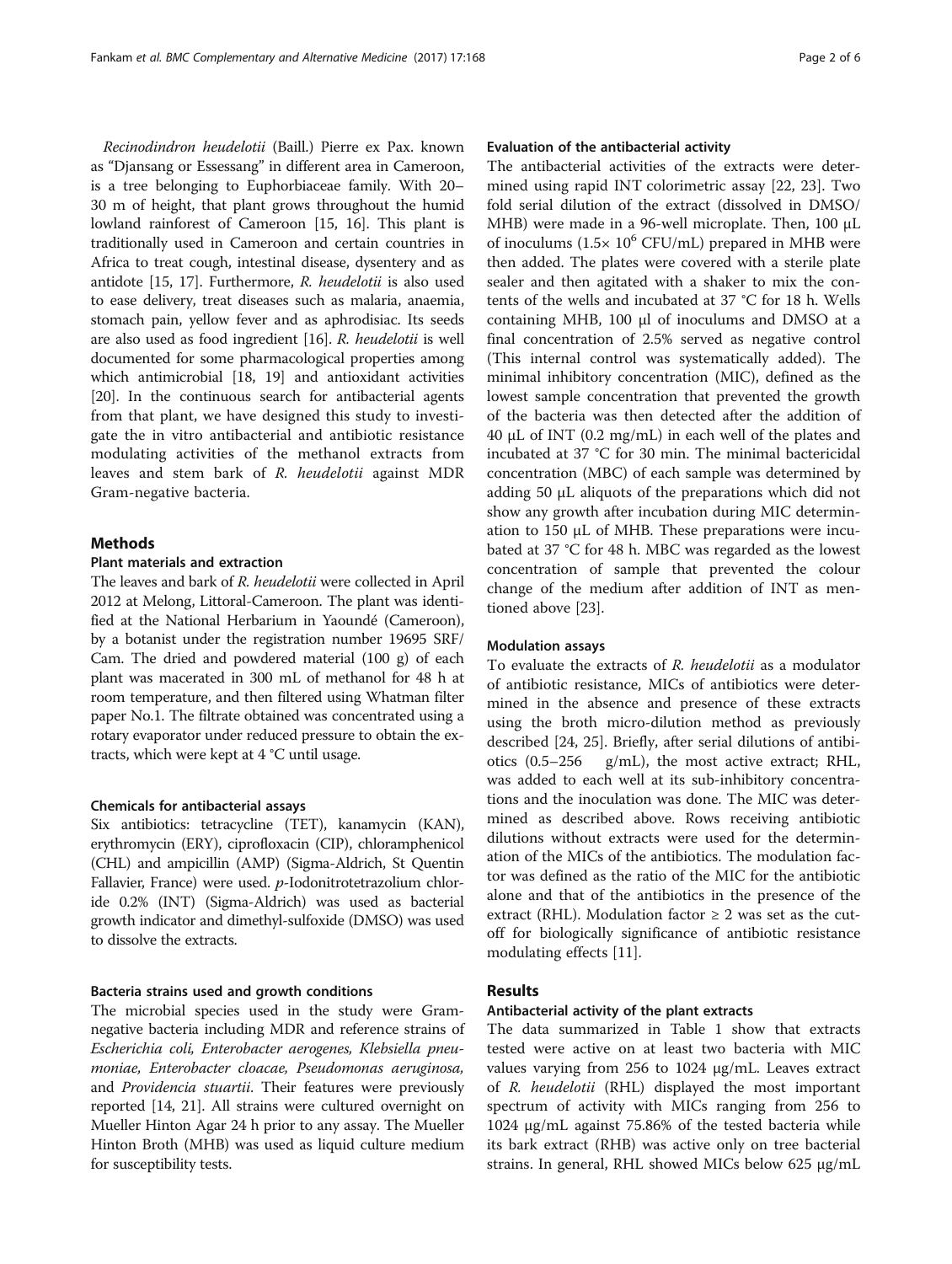*Recinodindron heudelotii* (Baill.) Pierre ex Pax. known as "Djansang or Essessang" in different area in Cameroon, is a tree belonging to Euphorbiaceae family. With 20–30 m of height, that plant grows throughout the humid lowland rainforest of Cameroon [15, 16]. This plant is traditionally used in Cameroon and certain countries in Africa to treat cough, intestinal disease, dysentery and as antidote [15, 17]. Furthermore, *R. heudelotii* is also used to ease delivery, treat diseases such as malaria, anaemia, stomach pain, yellow fever and as aphrodisiac. Its seeds are also used as food ingredient [16]. *R. heudelotii* is well documented for some pharmacological properties among which antimicrobial [18, 19] and antioxidant activities [20]. In the continuous search for antibacterial agents from that plant, we have designed this study to investigate the in vitro antibacterial and antibiotic resistance modulating activities of the methanol extracts from leaves and stem bark of *R. heudelotii* against MDR Gram-negative bacteria.

## Methods

### Plant materials and extraction

The leaves and bark of *R. heudelotii* were collected in April 2012 at Melong, Littoral-Cameroon. The plant was identified at the National Herbarium in Yaoundé (Cameroon), by a botanist under the registration number 19695 SRF/Cam. The dried and powdered material (100 g) of each plant was macerated in 300 mL of methanol for 48 h at room temperature, and then filtered using Whatman filter paper No.1. The filtrate obtained was concentrated using a rotary evaporator under reduced pressure to obtain the extracts, which were kept at 4 °C until usage.

### Chemicals for antibacterial assays

Six antibiotics: tetracycline (TET), kanamycin (KAN), erythromycin (ERY), ciprofloxacin (CIP), chloramphenicol (CHL) and ampicillin (AMP) (Sigma-Aldrich, St Quentin Fallavier, France) were used. *p*-Iodonitrotetrazolium chloride 0.2% (INT) (Sigma-Aldrich) was used as bacterial growth indicator and dimethyl-sulfoxide (DMSO) was used to dissolve the extracts.

### Bacteria strains used and growth conditions

The microbial species used in the study were Gram-negative bacteria including MDR and reference strains of *Escherichia coli, Enterobacter aerogenes, Klebsiella pneumoniae, Enterobacter cloacae, Pseudomonas aeruginosa,* and *Providencia stuartii*. Their features were previously reported [14, 21]. All strains were cultured overnight on Mueller Hinton Agar 24 h prior to any assay. The Mueller Hinton Broth (MHB) was used as liquid culture medium for susceptibility tests.

### Evaluation of the antibacterial activity

The antibacterial activities of the extracts were determined using rapid INT colorimetric assay [22, 23]. Two fold serial dilution of the extract (dissolved in DMSO/MHB) were made in a 96-well microplate. Then, 100 μL of inoculums ($1.5\times 10^6$ CFU/mL) prepared in MHB were then added. The plates were covered with a sterile plate sealer and then agitated with a shaker to mix the contents of the wells and incubated at 37 °C for 18 h. Wells containing MHB, 100 μl of inoculums and DMSO at a final concentration of 2.5% served as negative control (This internal control was systematically added). The minimal inhibitory concentration (MIC), defined as the lowest sample concentration that prevented the growth of the bacteria was then detected after the addition of 40 μL of INT (0.2 mg/mL) in each well of the plates and incubated at 37 °C for 30 min. The minimal bactericidal concentration (MBC) of each sample was determined by adding 50 μL aliquots of the preparations which did not show any growth after incubation during MIC determination to 150 μL of MHB. These preparations were incubated at 37 °C for 48 h. MBC was regarded as the lowest concentration of sample that prevented the colour change of the medium after addition of INT as mentioned above [23].

### Modulation assays

To evaluate the extracts of *R. heudelotii* as a modulator of antibiotic resistance, MICs of antibiotics were determined in the absence and presence of these extracts using the broth micro-dilution method as previously described [24, 25]. Briefly, after serial dilutions of antibiotics (0.5–256 g/mL), the most active extract; RHL, was added to each well at its sub-inhibitory concentrations and the inoculation was done. The MIC was determined as described above. Rows receiving antibiotic dilutions without extracts were used for the determination of the MICs of the antibiotics. The modulation factor was defined as the ratio of the MIC for the antibiotic alone and that of the antibiotics in the presence of the extract (RHL). Modulation factor ≥ 2 was set as the cutoff for biologically significance of antibiotic resistance modulating effects [11].

## Results

### Antibacterial activity of the plant extracts

The data summarized in Table 1 show that extracts tested were active on at least two bacteria with MIC values varying from 256 to 1024 μg/mL. Leaves extract of *R. heudelotii* (RHL) displayed the most important spectrum of activity with MICs ranging from 256 to 1024 μg/mL against 75.86% of the tested bacteria while its bark extract (RHB) was active only on tree bacterial strains. In general, RHL showed MICs below 625 μg/mL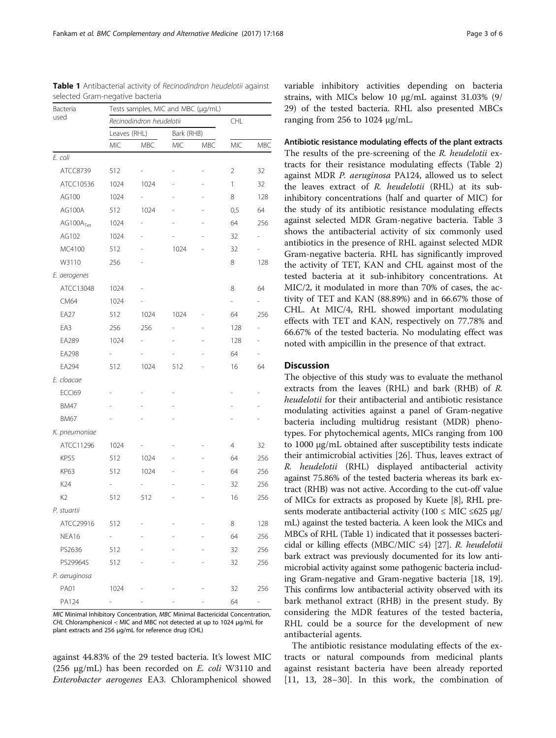**Table 1** Antibacterial activity of *Recinodindron heudelotii* against selected Gram-negative bacteria

| Bacteria used | Tests samples, MIC and MBC (μg/mL) | | | | | |
|---|---|---|---|---|---|---|
| | *Recinodindron heudelotii* | | | | CHL | |
| | Leaves (RHL) | | Bark (RHB) | | | |
| | MIC | MBC | MIC | MBC | MIC | MBC |
| *E. coli* | | | | | | |
| ATCC8739 | 512 | - | - | - | 2 | 32 |
| ATCC10536 | 1024 | 1024 | - | - | 1 | 32 |
| AG100 | 1024 | - | - | - | 8 | 128 |
| AG100A | 512 | 1024 | - | - | 0,5 | 64 |
| $AG100A_{Tet}$ | 1024 | - | - | - | 64 | 256 |
| AG102 | 1024 | - | - | - | 32 | - |
| MC4100 | 512 | - | 1024 | - | 32 | - |
| W3110 | 256 | - | | | 8 | 128 |
| *E. aerogenes* | | | | | | |
| ATCC13048 | 1024 | - | | | 8 | 64 |
| CM64 | 1024 | - | | | - | - |
| EA27 | 512 | 1024 | 1024 | - | 64 | 256 |
| EA3 | 256 | 256 | - | - | 128 | - |
| EA289 | 1024 | - | - | - | 128 | - |
| EA298 | - | - | - | - | 64 | - |
| EA294 | 512 | 1024 | 512 | - | 16 | 64 |
| *E. cloacae* | | | | | | |
| ECCI69 | - | - | - | | - | - |
| BM47 | - | - | - | | - | - |
| BM67 | - | - | - | | - | - |
| *K. pneumoniae* | | | | | | |
| ATCC11296 | 1024 | - | - | - | 4 | 32 |
| KP55 | 512 | 1024 | - | - | 64 | 256 |
| KP63 | 512 | 1024 | - | - | 64 | 256 |
| K24 | - | - | - | - | 32 | 256 |
| K2 | 512 | 512 | - | - | 16 | 256 |
| *P. stuartii* | | | | | | |
| ATCC29916 | 512 | - | - | - | 8 | 128 |
| NEA16 | - | - | - | - | 64 | 256 |
| PS2636 | 512 | - | - | - | 32 | 256 |
| PS299645 | 512 | - | - | - | 32 | 256 |
| *P. aeruginosa* | | | | | | |
| PA01 | 1024 | - | - | - | 32 | 256 |
| PA124 | - | - | - | - | 64 | - |

*MIC* Minimal Inhibitory Concentration, *MBC* Minimal Bactericidal Concentration, *CHL* Chloramphenicol -: MIC and MBC not detected at up to 1024 μg/mL for plant extracts and 256 μg/mL for reference drug (CHL)

against 44.83% of the 29 tested bacteria. It's lowest MIC (256 μg/mL) has been recorded on *E. coli* W3110 and *Enterobacter aerogenes* EA3. Chloramphenicol showed variable inhibitory activities depending on bacteria strains, with MICs below 10 μg/mL against 31.03% (9/29) of the tested bacteria. RHL also presented MBCs ranging from 256 to 1024 μg/mL.

#### Antibiotic resistance modulating effects of the plant extracts

The results of the pre-screening of the *R. heudelotii* extracts for their resistance modulating effects (Table 2) against MDR *P. aeruginosa* PA124, allowed us to select the leaves extract of *R. heudelotii* (RHL) at its sub-inhibitory concentrations (half and quarter of MIC) for the study of its antibiotic resistance modulating effects against selected MDR Gram-negative bacteria. Table 3 shows the antibacterial activity of six commonly used antibiotics in the presence of RHL against selected MDR Gram-negative bacteria. RHL has significantly improved the activity of TET, KAN and CHL against most of the tested bacteria at it sub-inhibitory concentrations. At MIC/2, it modulated in more than 70% of cases, the activity of TET and KAN (88.89%) and in 66.67% those of CHL. At MIC/4, RHL showed important modulating effects with TET and KAN, respectively on 77.78% and 66.67% of the tested bacteria. No modulating effect was noted with ampicillin in the presence of that extract.

## Discussion

The objective of this study was to evaluate the methanol extracts from the leaves (RHL) and bark (RHB) of *R. heudelotii* for their antibacterial and antibiotic resistance modulating activities against a panel of Gram-negative bacteria including multidrug resistant (MDR) phenotypes. For phytochemical agents, MICs ranging from 100 to 1000 μg/mL obtained after susceptibility tests indicate their antimicrobial activities [26]. Thus, leaves extract of *R. heudelotii* (RHL) displayed antibacterial activity against 75.86% of the tested bacteria whereas its bark extract (RHB) was not active. According to the cut-off value of MICs for extracts as proposed by Kuete [8], RHL presents moderate antibacterial activity ($100 \le MIC \le 625$ μg/mL) against the tested bacteria. A keen look the MICs and MBCs of RHL (Table 1) indicated that it possesses bactericidal or killing effects ($MBC/MIC \le 4$) [27]. *R. heudelotii* bark extract was previously documented for its low antimicrobial activity against some pathogenic bacteria including Gram-negative and Gram-negative bacteria [18, 19]. This confirms low antibacterial activity observed with its bark methanol extract (RHB) in the present study. By considering the MDR features of the tested bacteria, RHL could be a source for the development of new antibacterial agents.

The antibiotic resistance modulating effects of the extracts or natural compounds from medicinal plants against resistant bacteria have been already reported [11, 13, 28–30]. In this work, the combination of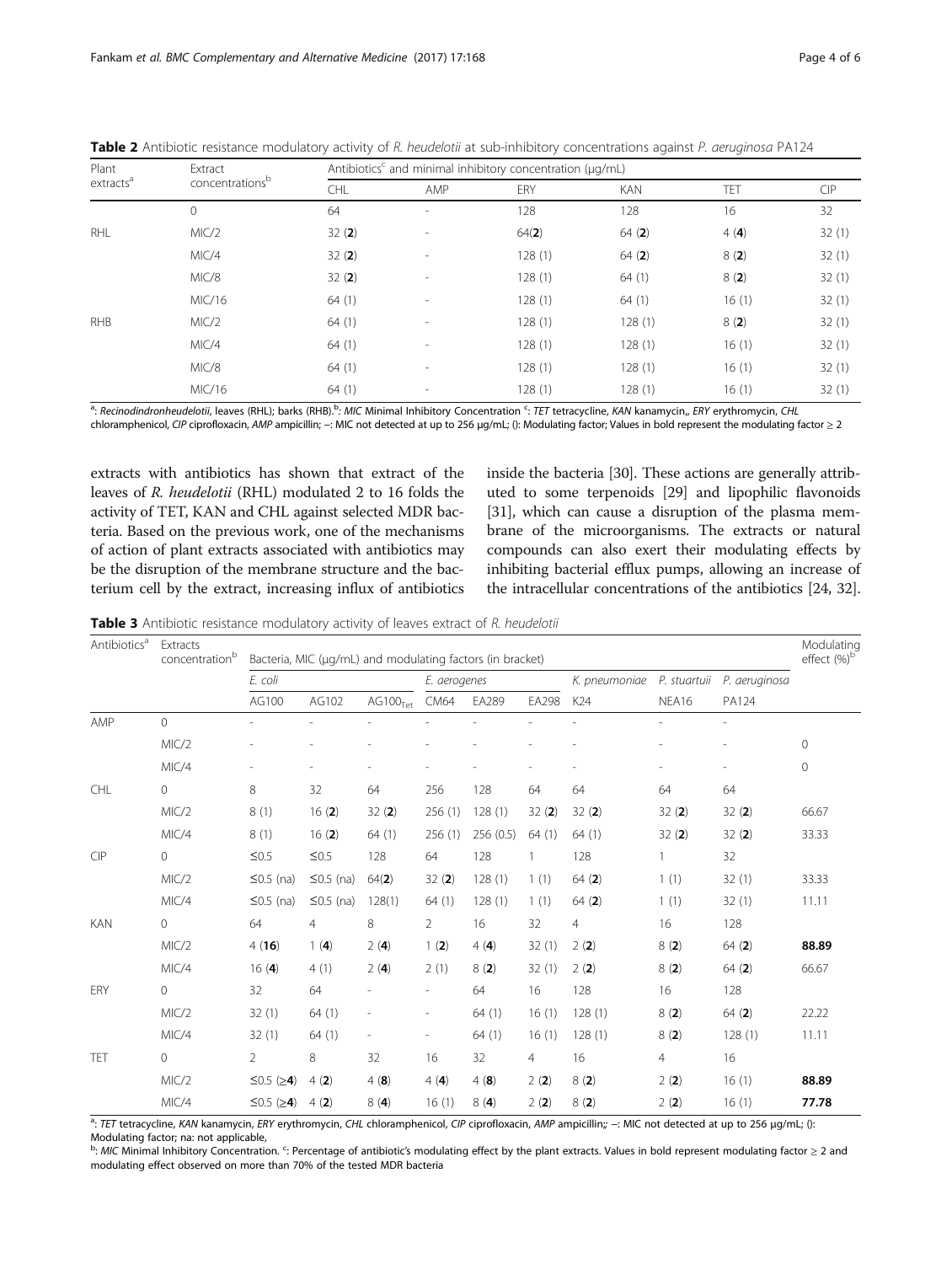**Table 2** Antibiotic resistance modulatory activity of *R. heudelotii* at sub-inhibitory concentrations against *P. aeruginosa* PA124

| Plant extracts[a] | Extract concentrations[b] | Antibiotics[c] and minimal inhibitory concentration (µg/mL) | | | | | |
|---|---|---|---|---|---|---|---|
| | | CHL | AMP | ERY | KAN | TET | CIP |
| | 0 | 64 | - | 128 | 128 | 16 | 32 |
| RHL | MIC/2 | 32 (**2**) | - | 64(**2**) | 64 (**2**) | 4 (**4**) | 32 (1) |
| | MIC/4 | 32 (**2**) | - | 128 (1) | 64 (**2**) | 8 (**2**) | 32 (1) |
| | MIC/8 | 32 (**2**) | - | 128 (1) | 64 (1) | 8 (**2**) | 32 (1) |
| | MIC/16 | 64 (1) | - | 128 (1) | 64 (1) | 16 (1) | 32 (1) |
| RHB | MIC/2 | 64 (1) | - | 128 (1) | 128 (1) | 8 (**2**) | 32 (1) |
| | MIC/4 | 64 (1) | - | 128 (1) | 128 (1) | 16 (1) | 32 (1) |
| | MIC/8 | 64 (1) | - | 128 (1) | 128 (1) | 16 (1) | 32 (1) |
| | MIC/16 | 64 (1) | - | 128 (1) | 128 (1) | 16 (1) | 32 (1) |

[a]: *Recinodindronheudelotii*, leaves (RHL); barks (RHB).[b]: *MIC* Minimal Inhibitory Concentration [c]: *TET* tetracycline, *KAN* kanamycin,, *ERY* erythromycin, *CHL* chloramphenicol, *CIP* ciprofloxacin, *AMP* ampicillin; –: MIC not detected at up to 256 µg/mL; (): Modulating factor; Values in bold represent the modulating factor ≥ 2

extracts with antibiotics has shown that extract of the leaves of *R. heudelotii* (RHL) modulated 2 to 16 folds the activity of TET, KAN and CHL against selected MDR bacteria. Based on the previous work, one of the mechanisms of action of plant extracts associated with antibiotics may be the disruption of the membrane structure and the bacterium cell by the extract, increasing influx of antibiotics inside the bacteria [30]. These actions are generally attributed to some terpenoids [29] and lipophilic flavonoids [31], which can cause a disruption of the plasma membrane of the microorganisms. The extracts or natural compounds can also exert their modulating effects by inhibiting bacterial efflux pumps, allowing an increase of the intracellular concentrations of the antibiotics [24, 32].

**Table 3** Antibiotic resistance modulatory activity of leaves extract of *R. heudelotii*

| Antibiotics[a] | Extracts concentration[b] | Bacteria, MIC (µg/mL) and modulating factors (in bracket) | | | | | | | | | Modulating effect (%)[b] |
|---|---|---|---|---|---|---|---|---|---|---|---|
| | | *E. coli* | | | *E. aerogenes* | | | *K. pneumoniae* | *P. stuartuii* | *P. aeruginosa* | |
| | | AG100 | AG102 | $AG100_{Tet}$ | CM64 | EA289 | EA298 | K24 | NEA16 | PA124 | |
| AMP | 0 | - | - | - | - | - | - | - | - | - | |
| | MIC/2 | - | - | - | - | - | - | - | - | - | 0 |
| | MIC/4 | - | - | - | - | - | - | - | - | - | 0 |
| CHL | 0 | 8 | 32 | 64 | 256 | 128 | 64 | 64 | 64 | 64 | |
| | MIC/2 | 8 (1) | 16 (**2**) | 32 (**2**) | 256 (1) | 128 (1) | 32 (**2**) | 32 (**2**) | 32 (**2**) | 32 (**2**) | 66.67 |
| | MIC/4 | 8 (1) | 16 (**2**) | 64 (1) | 256 (1) | 256 (0.5) | 64 (1) | 64 (1) | 32 (**2**) | 32 (**2**) | 33.33 |
| CIP | 0 | ≤0.5 | ≤0.5 | 128 | 64 | 128 | 1 | 128 | 1 | 32 | |
| | MIC/2 | ≤0.5 (na) | ≤0.5 (na) | 64(**2**) | 32 (**2**) | 128 (1) | 1 (1) | 64 (**2**) | 1 (1) | 32 (1) | 33.33 |
| | MIC/4 | ≤0.5 (na) | ≤0.5 (na) | 128(1) | 64 (1) | 128 (1) | 1 (1) | 64 (**2**) | 1 (1) | 32 (1) | 11.11 |
| KAN | 0 | 64 | 4 | 8 | 2 | 16 | 32 | 4 | 16 | 128 | |
| | MIC/2 | 4 (**16**) | 1 (**4**) | 2 (**4**) | 1 (**2**) | 4 (**4**) | 32 (1) | 2 (**2**) | 8 (**2**) | 64 (**2**) | **88.89** |
| | MIC/4 | 16 (**4**) | 4 (1) | 2 (**4**) | 2 (1) | 8 (**2**) | 32 (1) | 2 (**2**) | 8 (**2**) | 64 (**2**) | 66.67 |
| ERY | 0 | 32 | 64 | - | - | 64 | 16 | 128 | 16 | 128 | |
| | MIC/2 | 32 (1) | 64 (1) | - | - | 64 (1) | 16 (1) | 128 (1) | 8 (**2**) | 64 (**2**) | 22.22 |
| | MIC/4 | 32 (1) | 64 (1) | - | - | 64 (1) | 16 (1) | 128 (1) | 8 (**2**) | 128 (1) | 11.11 |
| TET | 0 | 2 | 8 | 32 | 16 | 32 | 4 | 16 | 4 | 16 | |
| | MIC/2 | ≤0.5 (≥**4**) | 4 (**2**) | 4 (**8**) | 4 (**4**) | 4 (**8**) | 2 (**2**) | 8 (**2**) | 2 (**2**) | 16 (1) | **88.89** |
| | MIC/4 | ≤0.5 (≥**4**) | 4 (**2**) | 8 (**4**) | 16 (1) | 8 (**4**) | 2 (**2**) | 8 (**2**) | 2 (**2**) | 16 (1) | **77.78** |

[a]: *TET* tetracycline, *KAN* kanamycin, *ERY* erythromycin, *CHL* chloramphenicol, *CIP* ciprofloxacin, *AMP* ampicillin;; –: MIC not detected at up to 256 µg/mL; (): Modulating factor; na: not applicable,

[b]: *MIC* Minimal Inhibitory Concentration. [c]: Percentage of antibiotic's modulating effect by the plant extracts. Values in bold represent modulating factor ≥ 2 and modulating effect observed on more than 70% of the tested MDR bacteria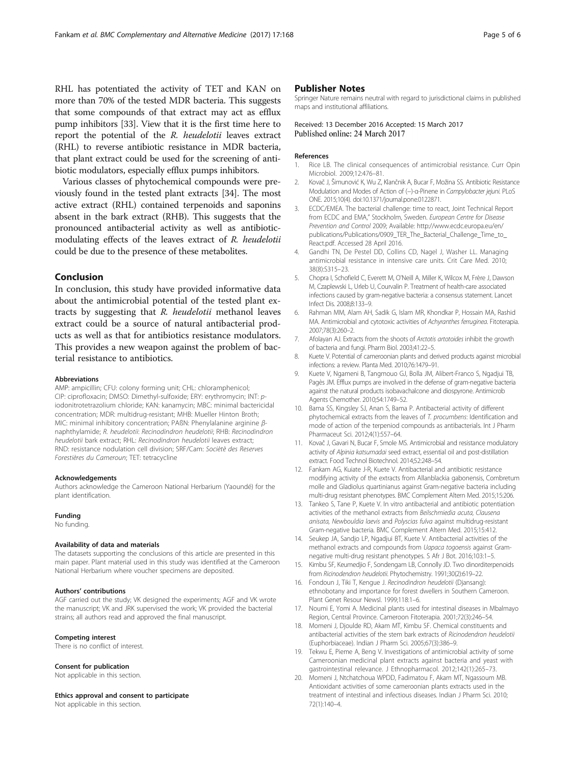RHL has potentiated the activity of TET and KAN on more than 70% of the tested MDR bacteria. This suggests that some compounds of that extract may act as efflux pump inhibitors [33]. View that it is the first time here to report the potential of the *R. heudelotii* leaves extract (RHL) to reverse antibiotic resistance in MDR bacteria, that plant extract could be used for the screening of antibiotic modulators, especially efflux pumps inhibitors.

Various classes of phytochemical compounds were previously found in the tested plant extracts [34]. The most active extract (RHL) contained terpenoids and saponins absent in the bark extract (RHB). This suggests that the pronounced antibacterial activity as well as antibiotic-modulating effects of the leaves extract of *R. heudelotii* could be due to the presence of these metabolites.

## Conclusion

In conclusion, this study have provided informative data about the antimicrobial potential of the tested plant extracts by suggesting that *R. heudelotii* methanol leaves extract could be a source of natural antibacterial products as well as that for antibiotics resistance modulators. This provides a new weapon against the problem of bacterial resistance to antibiotics.

#### Abbreviations

AMP: ampicillin; CFU: colony forming unit; CHL: chloramphenicol; CIP: ciprofloxacin; DMSO: Dimethyl-sulfoxide; ERY: erythromycin; INT: *p*-iodonitrotetrazolium chloride; KAN: kanamycin; MBC: minimal bactericidal concentration; MDR: multidrug-resistant; MHB: Mueller Hinton Broth; MIC: minimal inhibitory concentration; PAßN: Phenylalanine arginine *β*-naphthylamide; *R. heudelotii*: *Recinodindron heudelotii*; RHB: *Recinodindron heudelotii* bark extract; RHL: *Recinodindron heudelotii* leaves extract; RND: resistance nodulation cell division; SRF/Cam: *Sociètè des Reserves Forestières du Cameroun*; TET: tetracycline

#### Acknowledgements

Authors acknowledge the Cameroon National Herbarium (Yaoundé) for the plant identification.

#### Funding

No funding.

#### Availability of data and materials

The datasets supporting the conclusions of this article are presented in this main paper. Plant material used in this study was identified at the Cameroon National Herbarium where voucher specimens are deposited.

#### Authors' contributions

AGF carried out the study; VK designed the experiments; AGF and VK wrote the manuscript; VK and JRK supervised the work; VK provided the bacterial strains; all authors read and approved the final manuscript.

#### Competing interest

There is no conflict of interest.

#### Consent for publication

Not applicable in this section.

#### Ethics approval and consent to participate

Not applicable in this section.

## Publisher Notes

Springer Nature remains neutral with regard to jurisdictional claims in published maps and institutional affiliations.

Received: 13 December 2016 Accepted: 15 March 2017
Published online: 24 March 2017

#### References

1. Rice LB. The clinical consequences of antimicrobial resistance. Curr Opin Microbiol. 2009;12:476–81.
2. Kovač J, Šimunović K, Wu Z, Klančnik A, Bucar F, Možina SS. Antibiotic Resistance Modulation and Modes of Action of (−)-α-Pinene in *Campylobacter jejuni*. PLoS ONE. 2015;10(4). doi:10.1371/journal.pone.0122871.
3. ECDC/EMEA. The bacterial challenge: time to react, Joint Technical Report from ECDC and EMA," Stockholm, Sweden. *European Centre for Disease Prevention and Control* 2009; Available: http://www.ecdc.europa.eu/en/publications/Publications/0909_TER_The_Bacterial_Challenge_Time_to_React.pdf. Accessed 28 April 2016.
4. Gandhi TN, De Pestel DD, Collins CD, Nagel J, Washer LL. Managing antimicrobial resistance in intensive care units. Crit Care Med. 2010; 38(8):S315–23.
5. Chopra I, Schofield C, Everett M, O'Neill A, Miller K, Wilcox M, Frère J, Dawson M, Czaplewski L, Urleb U, Courvalin P. Treatment of health-care associated infections caused by gram-negative bacteria: a consensus statement. Lancet Infect Dis. 2008;8:133–9.
6. Rahman MM, Alam AH, Sadik G, Islam MR, Khondkar P, Hossain MA, Rashid MA. Antimicrobial and cytotoxic activities of *Achyranthes ferruginea*. Fitoterapia. 2007;78(3):260–2.
7. Afolayan AJ. Extracts from the shoots of *Arctotis artotoides* inhibit the growth of bacteria and fungi. Pharm Biol. 2003;41:22–5.
8. Kuete V. Potential of cameroonian plants and derived products against microbial infections: a review. Planta Med. 2010;76:1479–91.
9. Kuete V, Ngameni B, Tangmouo GJ, Bolla JM, Alibert-Franco S, Ngadjui TB, Pagès JM. Efflux pumps are involved in the defense of gram-negative bacteria against the natural products isobavachalcone and diospyrone. Antimicrob Agents Chemother. 2010;54:1749–52.
10. Bama SS, Kingsley SJ, Anan S, Bama P. Antibacterial activity of different phytochemical extracts from the leaves of *T. procumbens*: Identification and mode of action of the terpeniod compounds as antibacterials. Int J Pharm Pharmaceut Sci. 2012;4(1):557–64.
11. Kovač J, Gavari N, Bucar F, Smole MS. Antimicrobial and resistance modulatory activity of *Alpinia katsumadai* seed extract, essential oil and post-distillation extract. Food Technol Biotechnol. 2014;52:248–54.
12. Fankam AG, Kuiate J-R, Kuete V. Antibacterial and antibiotic resistance modifying activity of the extracts from Allanblackia gabonensis, Combretum molle and Gladiolus quartinianus against Gram-negative bacteria including multi-drug resistant phenotypes. BMC Complement Altern Med. 2015;15:206.
13. Tankeo S, Tane P, Kuete V. In vitro antibacterial and antibiotic potentiation activities of the methanol extracts from *Beilschmiedia acuta, Clausena anisata, Newbouldia laevis* and *Polyscias fulva* against multidrug-resistant Gram-negative bacteria. BMC Complement Altern Med. 2015;15:412.
14. Seukep JA, Sandjo LP, Ngadjui BT, Kuete V. Antibacterial activities of the methanol extracts and compounds from *Uapaca togoensis* against Gram-negative multi-drug resistant phenotypes. S Afr J Bot. 2016;103:1–5.
15. Kimbu SF, Keumedjio F, Sondengam LB, Connolly JD. Two dinorditerpenoids from *Ricinodendron heudelotii*. Phytochemistry. 1991;30(2):619–22.
16. Fondoun J, Tiki T, Kengue J. *Recinodindron heudelotii* (Djansang): ethnobotany and importance for forest dwellers in Southern Cameroon. Plant Genet Resour Newsl. 1999;118:1–6.
17. Noumi E, Yomi A. Medicinal plants used for intestinal diseases in Mbalmayo Region, Central Province. Cameroon Fitoterapia. 2001;72(3):246–54.
18. Momeni J, Djoulde RD, Akam MT, Kimbu SF. Chemical constituents and antibacterial activities of the stem bark extracts of *Ricinodendron heudelotii* (Euphorbiaceae). Indian J Pharm Sci. 2005;67(3):386–9.
19. Tekwu E, Pieme A, Beng V. Investigations of antimicrobial activity of some Cameroonian medicinal plant extracts against bacteria and yeast with gastrointestinal relevance. J Ethnopharmacol. 2012;142(1):265–73.
20. Momeni J, Ntchatchoua WPDD, Fadimatou F, Akam MT, Ngassoum MB. Antioxidant activities of some cameroonian plants extracts used in the treatment of intestinal and infectious diseases. Indian J Pharm Sci. 2010; 72(1):140–4.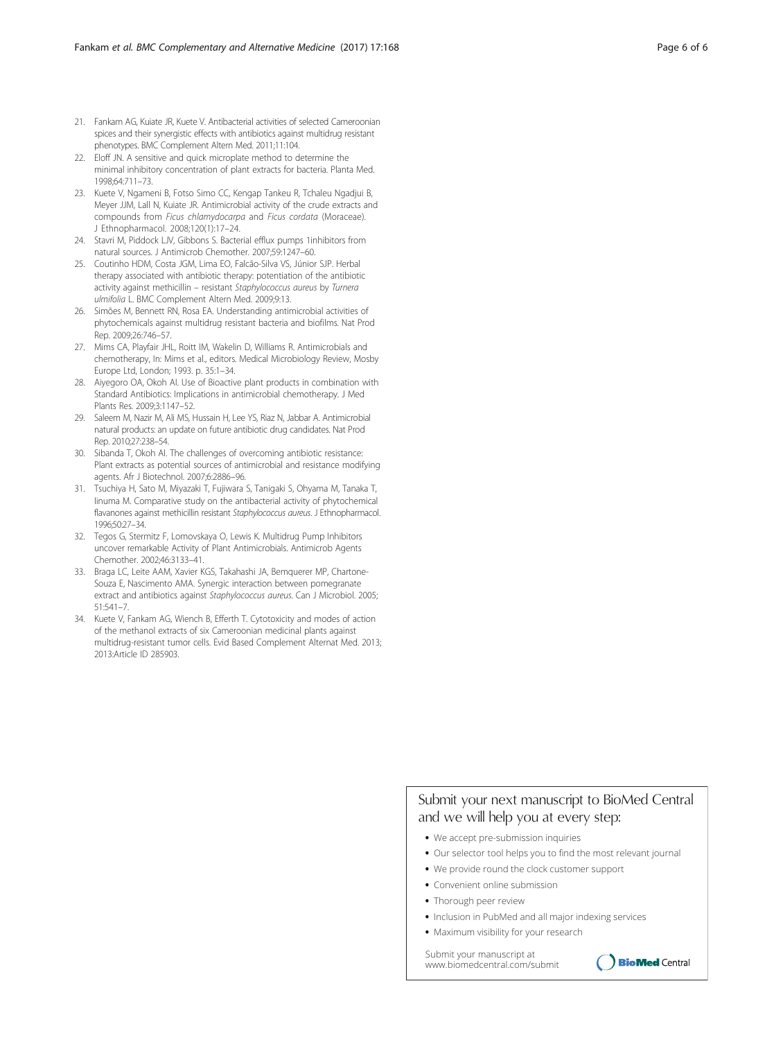21. Fankam AG, Kuiate JR, Kuete V. Antibacterial activities of selected Cameroonian spices and their synergistic effects with antibiotics against multidrug resistant phenotypes. BMC Complement Altern Med. 2011;11:104.
22. Eloff JN. A sensitive and quick microplate method to determine the minimal inhibitory concentration of plant extracts for bacteria. Planta Med. 1998;64:711–73.
23. Kuete V, Ngameni B, Fotso Simo CC, Kengap Tankeu R, Tchaleu Ngadjui B, Meyer JJM, Lall N, Kuiate JR. Antimicrobial activity of the crude extracts and compounds from *Ficus chlamydocarpa* and *Ficus cordata* (Moraceae). J Ethnopharmacol. 2008;120(1):17–24.
24. Stavri M, Piddock LJV, Gibbons S. Bacterial efflux pumps 1inhibitors from natural sources. J Antimicrob Chemother. 2007;59:1247–60.
25. Coutinho HDM, Costa JGM, Lima EO, Falcão-Silva VS, Júnior SJP. Herbal therapy associated with antibiotic therapy: potentiation of the antibiotic activity against methicillin – resistant *Staphylococcus aureus* by *Turnera ulmifolia* L. BMC Complement Altern Med. 2009;9:13.
26. Simões M, Bennett RN, Rosa EA. Understanding antimicrobial activities of phytochemicals against multidrug resistant bacteria and biofilms. Nat Prod Rep. 2009;26:746–57.
27. Mims CA, Playfair JHL, Roitt IM, Wakelin D, Williams R. Antimicrobials and chemotherapy, In: Mims et al., editors. Medical Microbiology Review, Mosby Europe Ltd, London; 1993. p. 35:1–34.
28. Aiyegoro OA, Okoh AI. Use of Bioactive plant products in combination with Standard Antibiotics: Implications in antimicrobial chemotherapy. J Med Plants Res. 2009;3:1147–52.
29. Saleem M, Nazir M, Ali MS, Hussain H, Lee YS, Riaz N, Jabbar A. Antimicrobial natural products: an update on future antibiotic drug candidates. Nat Prod Rep. 2010;27:238–54.
30. Sibanda T, Okoh AI. The challenges of overcoming antibiotic resistance: Plant extracts as potential sources of antimicrobial and resistance modifying agents. Afr J Biotechnol. 2007;6:2886–96.
31. Tsuchiya H, Sato M, Miyazaki T, Fujiwara S, Tanigaki S, Ohyama M, Tanaka T, Iinuma M. Comparative study on the antibacterial activity of phytochemical flavanones against methicillin resistant *Staphylococcus aureus*. J Ethnopharmacol. 1996;50:27–34.
32. Tegos G, Stermitz F, Lomovskaya O, Lewis K. Multidrug Pump Inhibitors uncover remarkable Activity of Plant Antimicrobials. Antimicrob Agents Chemother. 2002;46:3133–41.
33. Braga LC, Leite AAM, Xavier KGS, Takahashi JA, Bemquerer MP, Chartone-Souza E, Nascimento AMA. Synergic interaction between pomegranate extract and antibiotics against *Staphylococcus aureus*. Can J Microbiol. 2005; 51:541–7.
34. Kuete V, Fankam AG, Wiench B, Efferth T. Cytotoxicity and modes of action of the methanol extracts of six Cameroonian medicinal plants against multidrug-resistant tumor cells. Evid Based Complement Alternat Med. 2013; 2013:Article ID 285903.

Submit your next manuscript to BioMed Central and we will help you at every step:

- We accept pre-submission inquiries
- Our selector tool helps you to find the most relevant journal
- We provide round the clock customer support
- Convenient online submission
- Thorough peer review
- Inclusion in PubMed and all major indexing services
- Maximum visibility for your research

Submit your manuscript at www.biomedcentral.com/submit

BioMed Central